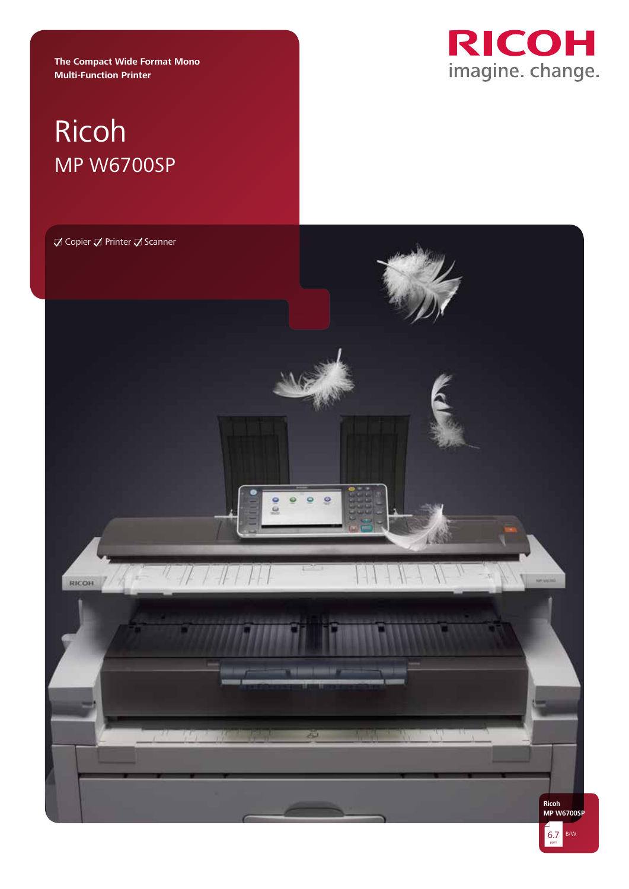**The Compact Wide Format Mono Multi-Function Printer**

# Ricoh

## MP W6700SP

RICOH
imagine. change.

☑ Copier ☑ Printer ☑ Scanner

Ricoh
MP W6700SP

6.7 ppm B/W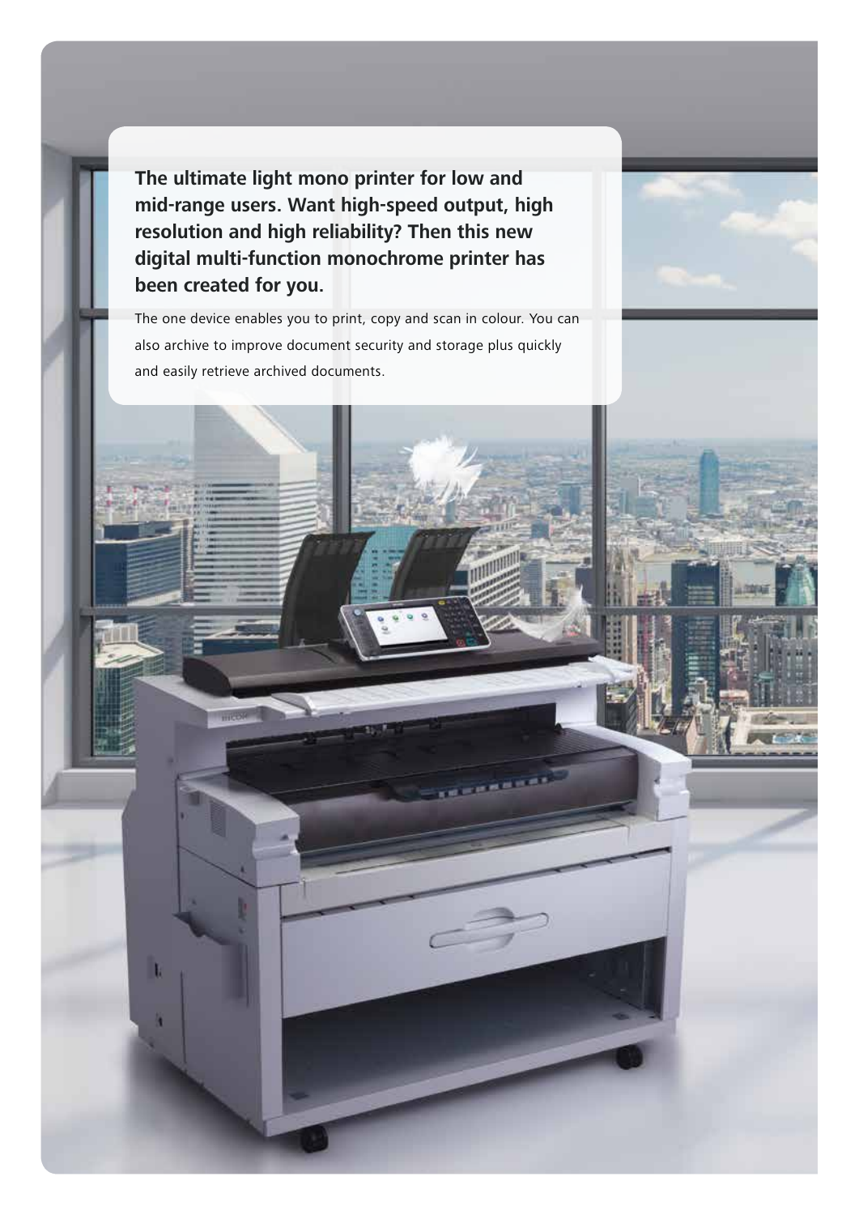**The ultimate light mono printer for low and mid-range users. Want high-speed output, high resolution and high reliability? Then this new digital multi-function monochrome printer has been created for you.**

The one device enables you to print, copy and scan in colour. You can also archive to improve document security and storage plus quickly and easily retrieve archived documents.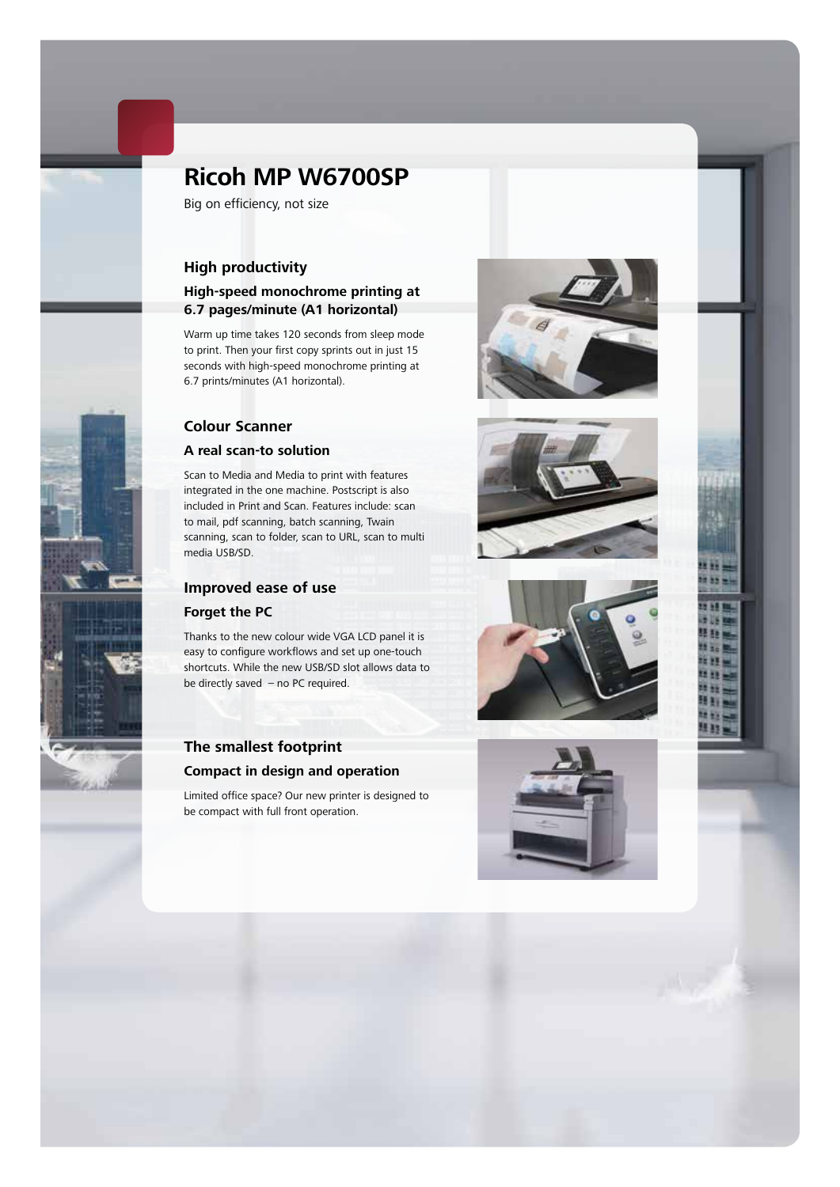# Ricoh MP W6700SP

Big on efficiency, not size

## High productivity

### High-speed monochrome printing at 6.7 pages/minute (A1 horizontal)

Warm up time takes 120 seconds from sleep mode to print. Then your first copy sprints out in just 15 seconds with high-speed monochrome printing at 6.7 prints/minutes (A1 horizontal).

## Colour Scanner

### A real scan-to solution

Scan to Media and Media to print with features integrated in the one machine. Postscript is also included in Print and Scan. Features include: scan to mail, pdf scanning, batch scanning, Twain scanning, scan to folder, scan to URL, scan to multi media USB/SD.

## Improved ease of use

### Forget the PC

Thanks to the new colour wide VGA LCD panel it is easy to configure workflows and set up one-touch shortcuts. While the new USB/SD slot allows data to be directly saved – no PC required.

## The smallest footprint

### Compact in design and operation

Limited office space? Our new printer is designed to be compact with full front operation.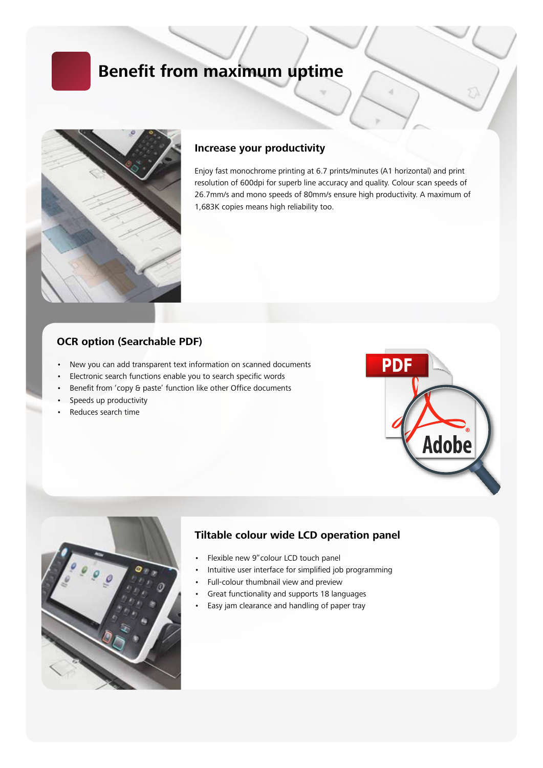# Benefit from maximum uptime

### Increase your productivity

Enjoy fast monochrome printing at 6.7 prints/minutes (A1 horizontal) and print resolution of 600dpi for superb line accuracy and quality. Colour scan speeds of 26.7mm/s and mono speeds of 80mm/s ensure high productivity. A maximum of 1,683K copies means high reliability too.

### OCR option (Searchable PDF)

- New you can add transparent text information on scanned documents
- Electronic search functions enable you to search specific words
- Benefit from 'copy & paste' function like other Office documents
- Speeds up productivity
- Reduces search time

### Tiltable colour wide LCD operation panel

- Flexible new 9"colour LCD touch panel
- Intuitive user interface for simplified job programming
- Full-colour thumbnail view and preview
- Great functionality and supports 18 languages
- Easy jam clearance and handling of paper tray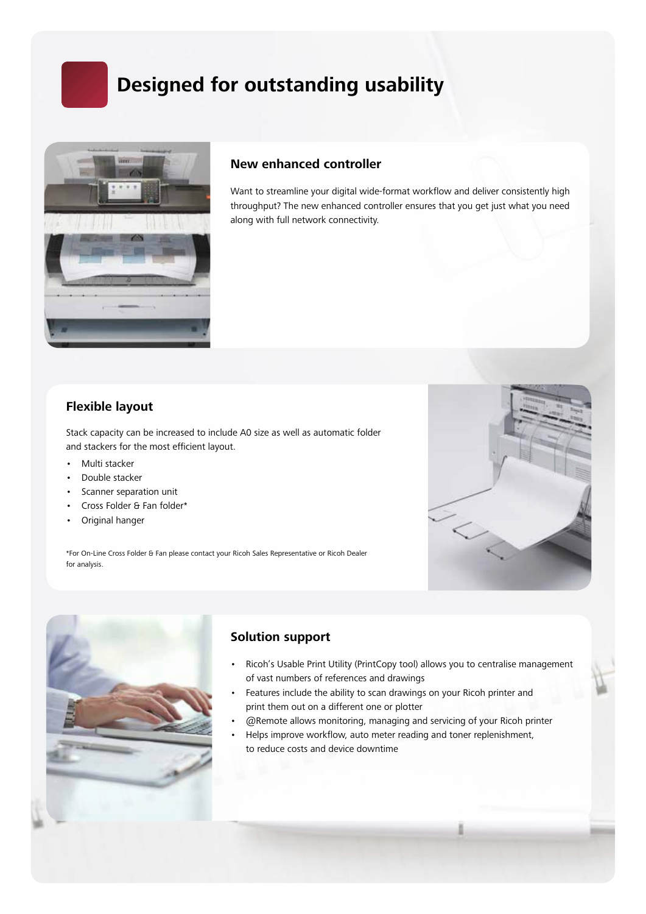# Designed for outstanding usability

## New enhanced controller

Want to streamline your digital wide-format workflow and deliver consistently high throughput? The new enhanced controller ensures that you get just what you need along with full network connectivity.

## Flexible layout

Stack capacity can be increased to include A0 size as well as automatic folder and stackers for the most efficient layout.

- Multi stacker
- Double stacker
- Scanner separation unit
- Cross Folder & Fan folder*
- Original hanger

*For On-Line Cross Folder & Fan please contact your Ricoh Sales Representative or Ricoh Dealer for analysis.

## Solution support

- Ricoh's Usable Print Utility (PrintCopy tool) allows you to centralise management of vast numbers of references and drawings
- Features include the ability to scan drawings on your Ricoh printer and print them out on a different one or plotter
- @Remote allows monitoring, managing and servicing of your Ricoh printer
- Helps improve workflow, auto meter reading and toner replenishment, to reduce costs and device downtime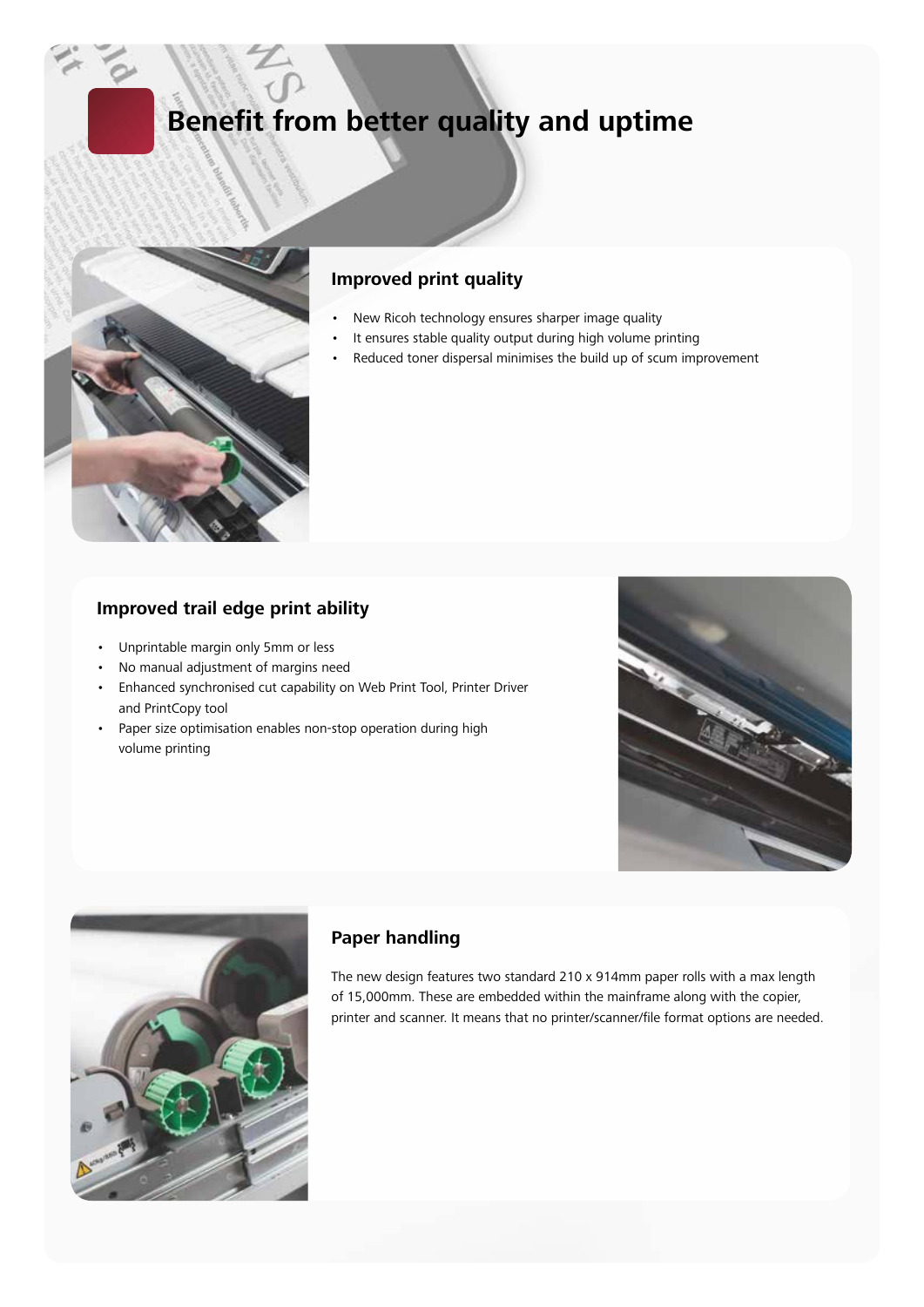# Benefit from better quality and uptime

## Improved print quality

- New Ricoh technology ensures sharper image quality
- It ensures stable quality output during high volume printing
- Reduced toner dispersal minimises the build up of scum improvement

## Improved trail edge print ability

- Unprintable margin only 5mm or less
- No manual adjustment of margins need
- Enhanced synchronised cut capability on Web Print Tool, Printer Driver and PrintCopy tool
- Paper size optimisation enables non-stop operation during high volume printing

## Paper handling

The new design features two standard 210 x 914mm paper rolls with a max length of 15,000mm. These are embedded within the mainframe along with the copier, printer and scanner. It means that no printer/scanner/file format options are needed.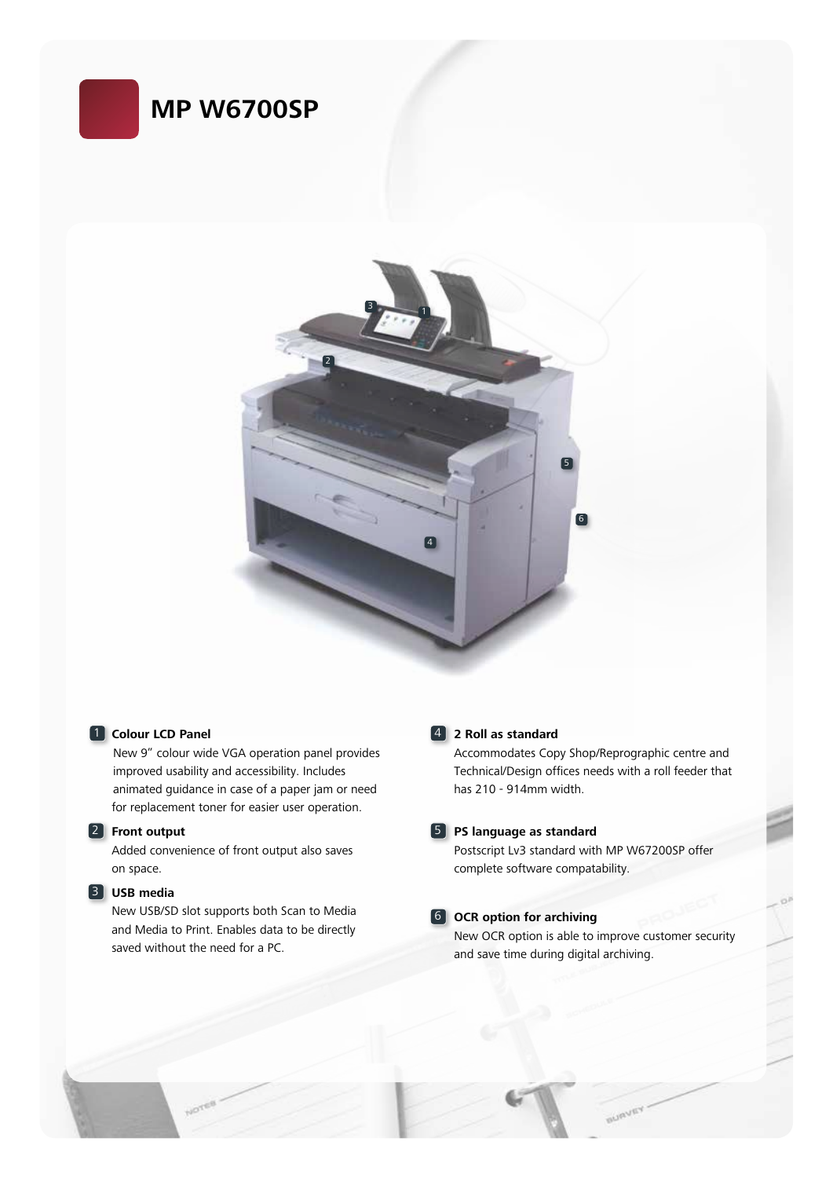# MP W6700SP

**1 Colour LCD Panel**

New 9" colour wide VGA operation panel provides improved usability and accessibility. Includes animated guidance in case of a paper jam or need for replacement toner for easier user operation.

**2 Front output**

Added convenience of front output also saves on space.

**3 USB media**

New USB/SD slot supports both Scan to Media and Media to Print. Enables data to be directly saved without the need for a PC.

**4 2 Roll as standard**

Accommodates Copy Shop/Reprographic centre and Technical/Design offices needs with a roll feeder that has 210 - 914mm width.

**5 PS language as standard**

Postscript Lv3 standard with MP W67200SP offer complete software compatability.

**6 OCR option for archiving**

New OCR option is able to improve customer security and save time during digital archiving.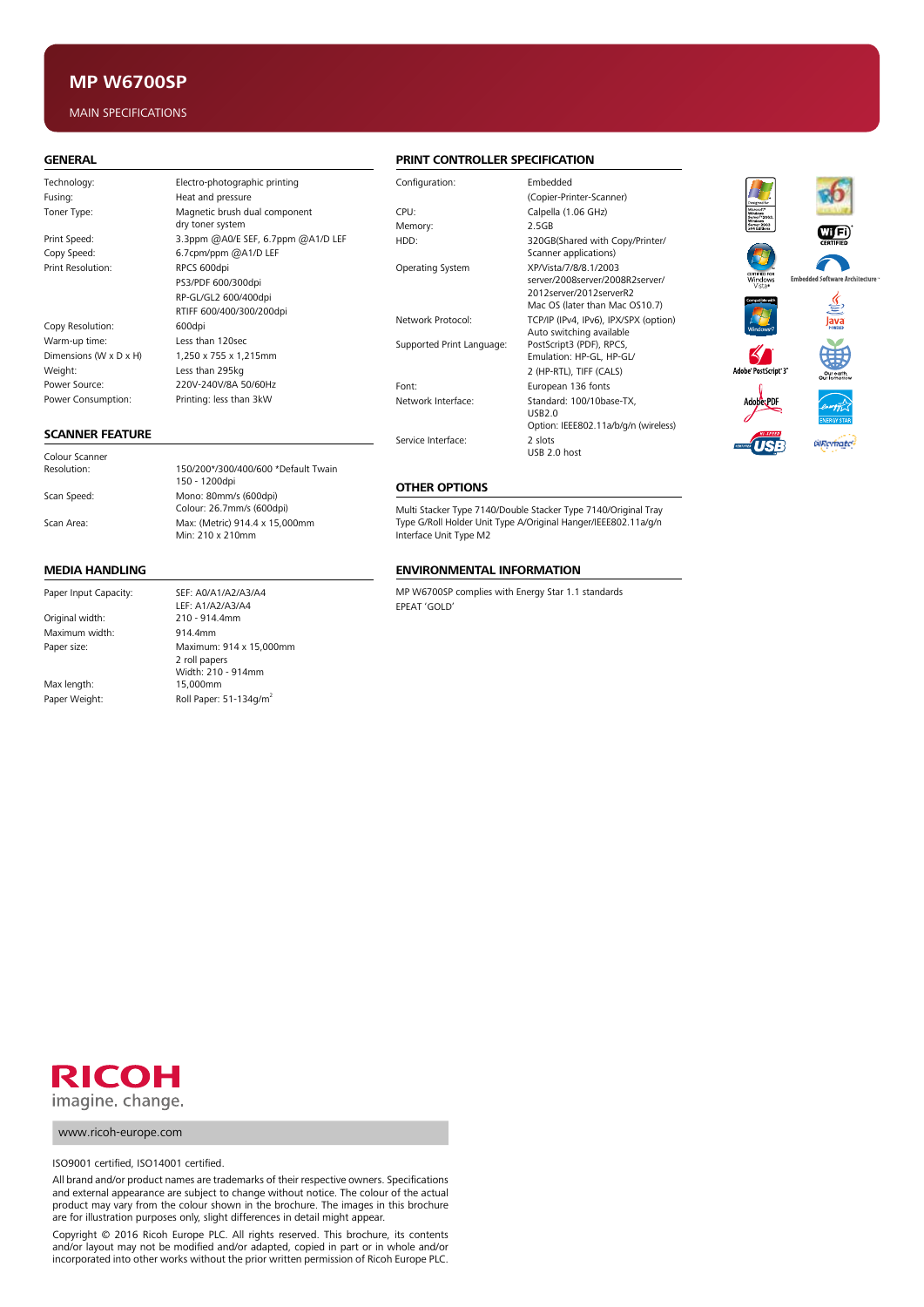# MP W6700SP

MAIN SPECIFICATIONS

## GENERAL

| | |
|---|---|
| Technology: | Electro-photographic printing |
| Fusing: | Heat and pressure |
| Toner Type: | Magnetic brush dual component dry toner system |
| Print Speed: | 3.3ppm @A0/E SEF, 6.7ppm @A1/D LEF |
| Copy Speed: | 6.7cpm/ppm @A1/D LEF |
| Print Resolution: | RPCS 600dpi<br>PS3/PDF 600/300dpi<br>RP-GL/GL2 600/400dpi<br>RTIFF 600/400/300/200dpi |
| Copy Resolution: | 600dpi |
| Warm-up time: | Less than 120sec |
| Dimensions (W x D x H) | 1,250 x 755 x 1,215mm |
| Weight: | Less than 295kg |
| Power Source: | 220V-240V/8A 50/60Hz |
| Power Consumption: | Printing: less than 3kW |

## SCANNER FEATURE

| | |
|---|---|
| Colour Scanner Resolution: | 150/200*/300/400/600 *Default Twain 150 - 1200dpi |
| Scan Speed: | Mono: 80mm/s (600dpi)<br>Colour: 26.7mm/s (600dpi) |
| Scan Area: | Max: (Metric) 914.4 x 15,000mm<br>Min: 210 x 210mm |

## MEDIA HANDLING

| | |
|---|---|
| Paper Input Capacity: | SEF: A0/A1/A2/A3/A4<br>LEF: A1/A2/A3/A4 |
| Original width: | 210 - 914.4mm |
| Maximum width: | 914.4mm |
| Paper size: | Maximum: 914 x 15,000mm<br>2 roll papers<br>Width: 210 - 914mm |
| Max length: | 15,000mm |
| Paper Weight: | Roll Paper: 51-134g/m$^2$ |

## PRINT CONTROLLER SPECIFICATION

| | |
|---|---|
| Configuration: | Embedded (Copier-Printer-Scanner) |
| CPU: | Calpella (1.06 GHz) |
| Memory: | 2.5GB |
| HDD: | 320GB(Shared with Copy/Printer/ Scanner applications) |
| Operating System | XP/Vista/7/8/8.1/2003 server/2008server/2008R2server/ 2012server/2012serverR2<br>Mac OS (later than Mac OS10.7) |
| Network Protocol: | TCP/IP (IPv4, IPv6), IPX/SPX (option) Auto switching available |
| Supported Print Language: | PostScript3 (PDF), RPCS, Emulation: HP-GL, HP-GL/ 2 (HP-RTL), TIFF (CALS) |
| Font: | European 136 fonts |
| Network Interface: | Standard: 100/10base-TX, USB2.0<br>Option: IEEE802.11a/b/g/n (wireless) |
| Service Interface: | 2 slots<br>USB 2.0 host |

## OTHER OPTIONS

Multi Stacker Type 7140/Double Stacker Type 7140/Original Tray Type G/Roll Holder Unit Type A/Original Hanger/IEEE802.11a/g/n Interface Unit Type M2

## ENVIRONMENTAL INFORMATION

MP W6700SP complies with Energy Star 1.1 standards
EPEAT 'GOLD'

RICOH
imagine. change.

www.ricoh-europe.com

ISO9001 certified, ISO14001 certified.

All brand and/or product names are trademarks of their respective owners. Specifications and external appearance are subject to change without notice. The colour of the actual product may vary from the colour shown in the brochure. The images in this brochure are for illustration purposes only, slight differences in detail might appear.

Copyright © 2016 Ricoh Europe PLC. All rights reserved. This brochure, its contents and/or layout may not be modified and/or adapted, copied in part or in whole and/or incorporated into other works without the prior written permission of Ricoh Europe PLC.